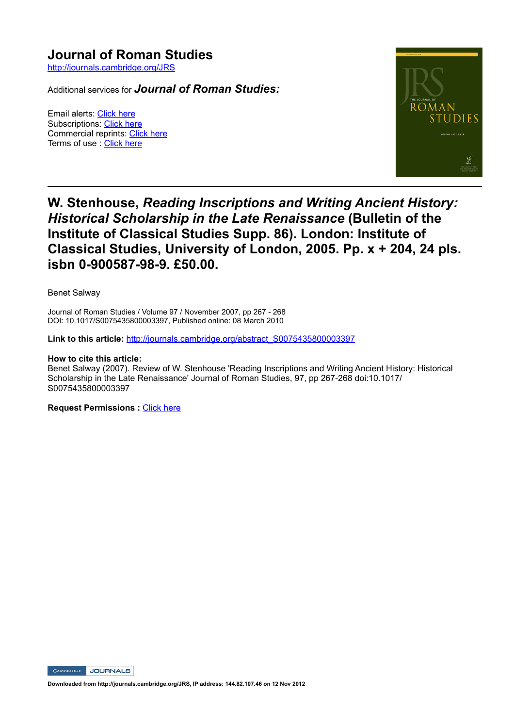# Journal of Roman Studies

http://journals.cambridge.org/JRS

Additional services for ***Journal of Roman Studies:***

Email alerts: Click here
Subscriptions: Click here
Commercial reprints: Click here
Terms of use : Click here

---

## W. Stenhouse, *Reading Inscriptions and Writing Ancient History: Historical Scholarship in the Late Renaissance* (Bulletin of the Institute of Classical Studies Supp. 86). London: Institute of Classical Studies, University of London, 2005. Pp. x + 204, 24 pls. isbn 0-900587-98-9. £50.00.

Benet Salway

Journal of Roman Studies / Volume 97 / November 2007, pp 267 - 268
DOI: 10.1017/S0075435800003397, Published online: 08 March 2010

**Link to this article:** http://journals.cambridge.org/abstract_S0075435800003397

**How to cite this article:**
Benet Salway (2007). Review of W. Stenhouse 'Reading Inscriptions and Writing Ancient History: Historical Scholarship in the Late Renaissance' Journal of Roman Studies, 97, pp 267-268 doi:10.1017/S0075435800003397

**Request Permissions :** Click here

Downloaded from http://journals.cambridge.org/JRS, IP address: 144.82.107.46 on 12 Nov 2012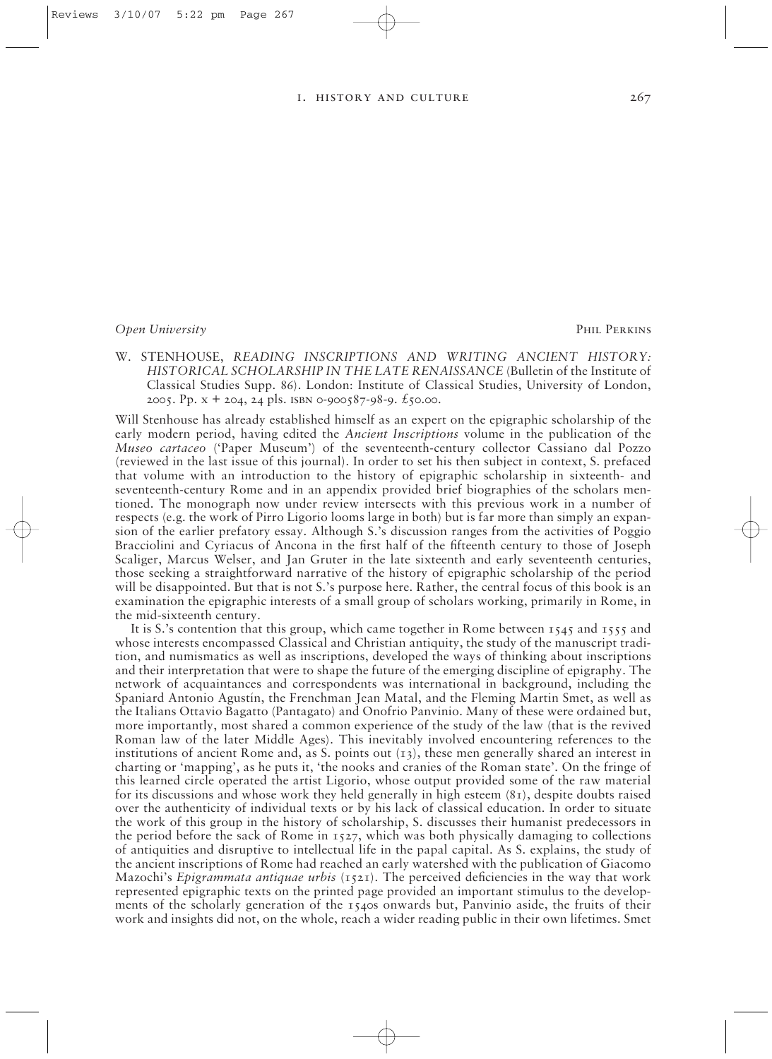*Open University* Phil Perkins

W. Stenhouse, *Reading Inscriptions and Writing Ancient History: Historical Scholarship in the Late Renaissance* (Bulletin of the Institute of Classical Studies Supp. 86). London: Institute of Classical Studies, University of London, 2005. Pp. x + 204, 24 pls. isbn 0-900587-98-9. £50.00.

Will Stenhouse has already established himself as an expert on the epigraphic scholarship of the early modern period, having edited the *Ancient Inscriptions* volume in the publication of the *Museo cartaceo* ('Paper Museum') of the seventeenth-century collector Cassiano dal Pozzo (reviewed in the last issue of this journal). In order to set his then subject in context, S. prefaced that volume with an introduction to the history of epigraphic scholarship in sixteenth- and seventeenth-century Rome and in an appendix provided brief biographies of the scholars mentioned. The monograph now under review intersects with this previous work in a number of respects (e.g. the work of Pirro Ligorio looms large in both) but is far more than simply an expansion of the earlier prefatory essay. Although S.'s discussion ranges from the activities of Poggio Bracciolini and Cyriacus of Ancona in the first half of the fifteenth century to those of Joseph Scaliger, Marcus Welser, and Jan Gruter in the late sixteenth and early seventeenth centuries, those seeking a straightforward narrative of the history of epigraphic scholarship of the period will be disappointed. But that is not S.'s purpose here. Rather, the central focus of this book is an examination the epigraphic interests of a small group of scholars working, primarily in Rome, in the mid-sixteenth century.

It is S.'s contention that this group, which came together in Rome between 1545 and 1555 and whose interests encompassed Classical and Christian antiquity, the study of the manuscript tradition, and numismatics as well as inscriptions, developed the ways of thinking about inscriptions and their interpretation that were to shape the future of the emerging discipline of epigraphy. The network of acquaintances and correspondents was international in background, including the Spaniard Antonio Agustín, the Frenchman Jean Matal, and the Fleming Martin Smet, as well as the Italians Ottavio Bagatto (Pantagato) and Onofrio Panvinio. Many of these were ordained but, more importantly, most shared a common experience of the study of the law (that is the revived Roman law of the later Middle Ages). This inevitably involved encountering references to the institutions of ancient Rome and, as S. points out (13), these men generally shared an interest in charting or 'mapping', as he puts it, 'the nooks and cranies of the Roman state'. On the fringe of this learned circle operated the artist Ligorio, whose output provided some of the raw material for its discussions and whose work they held generally in high esteem (81), despite doubts raised over the authenticity of individual texts or by his lack of classical education. In order to situate the work of this group in the history of scholarship, S. discusses their humanist predecessors in the period before the sack of Rome in 1527, which was both physically damaging to collections of antiquities and disruptive to intellectual life in the papal capital. As S. explains, the study of the ancient inscriptions of Rome had reached an early watershed with the publication of Giacomo Mazochi's *Epigrammata antiquae urbis* (1521). The perceived deficiencies in the way that work represented epigraphic texts on the printed page provided an important stimulus to the developments of the scholarly generation of the 1540s onwards but, Panvinio aside, the fruits of their work and insights did not, on the whole, reach a wider reading public in their own lifetimes. Smet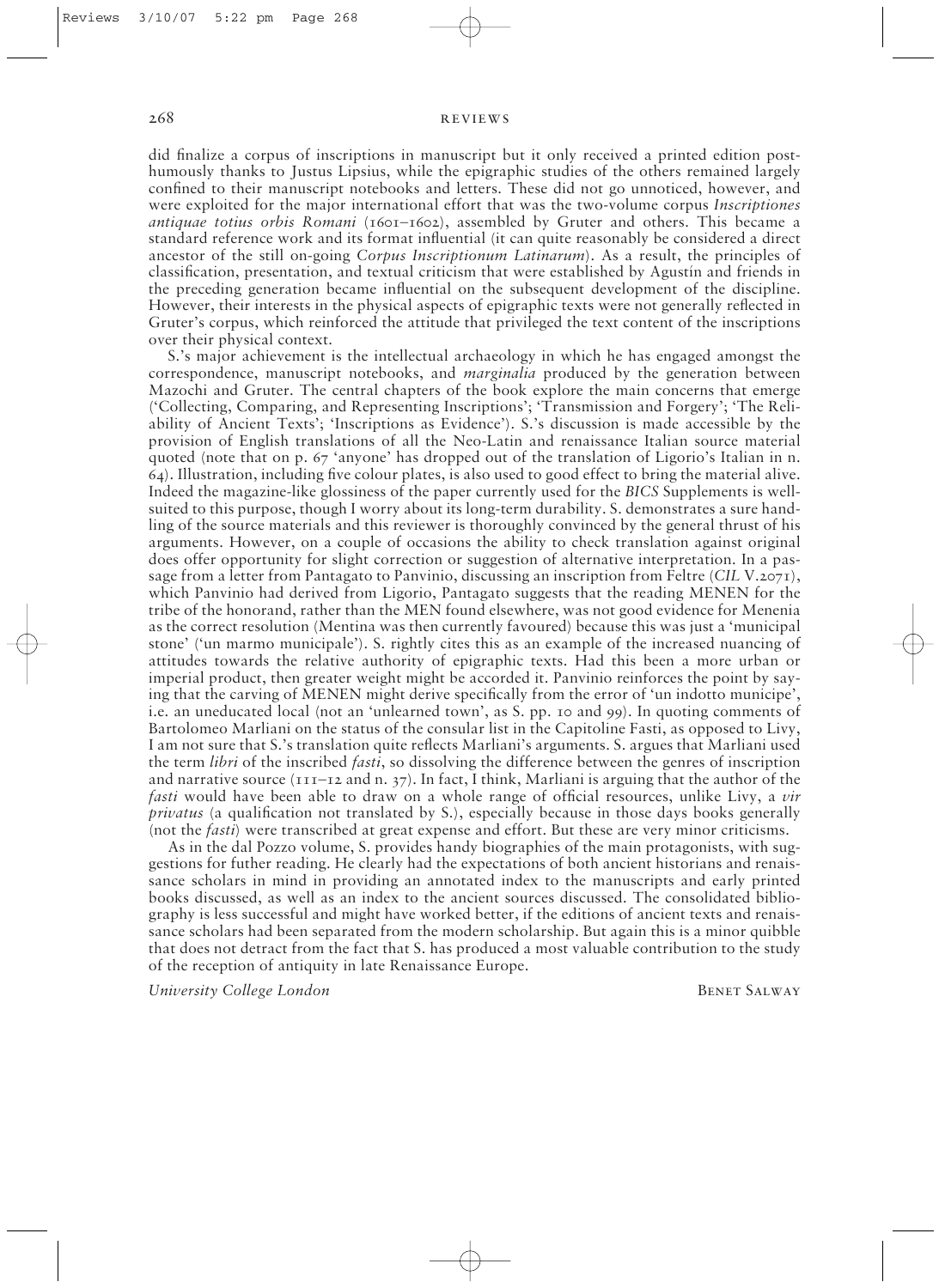did finalize a corpus of inscriptions in manuscript but it only received a printed edition posthumously thanks to Justus Lipsius, while the epigraphic studies of the others remained largely confined to their manuscript notebooks and letters. These did not go unnoticed, however, and were exploited for the major international effort that was the two-volume corpus *Inscriptiones antiquae totius orbis Romani* (1601–1602), assembled by Gruter and others. This became a standard reference work and its format influential (it can quite reasonably be considered a direct ancestor of the still on-going *Corpus Inscriptionum Latinarum*). As a result, the principles of classification, presentation, and textual criticism that were established by Agustín and friends in the preceding generation became influential on the subsequent development of the discipline. However, their interests in the physical aspects of epigraphic texts were not generally reflected in Gruter's corpus, which reinforced the attitude that privileged the text content of the inscriptions over their physical context.

S.'s major achievement is the intellectual archaeology in which he has engaged amongst the correspondence, manuscript notebooks, and *marginalia* produced by the generation between Mazochi and Gruter. The central chapters of the book explore the main concerns that emerge ('Collecting, Comparing, and Representing Inscriptions'; 'Transmission and Forgery'; 'The Reliability of Ancient Texts'; 'Inscriptions as Evidence'). S.'s discussion is made accessible by the provision of English translations of all the Neo-Latin and renaissance Italian source material quoted (note that on p. 67 'anyone' has dropped out of the translation of Ligorio's Italian in n. 64). Illustration, including five colour plates, is also used to good effect to bring the material alive. Indeed the magazine-like glossiness of the paper currently used for the *BICS* Supplements is well-suited to this purpose, though I worry about its long-term durability. S. demonstrates a sure handling of the source materials and this reviewer is thoroughly convinced by the general thrust of his arguments. However, on a couple of occasions the ability to check translation against original does offer opportunity for slight correction or suggestion of alternative interpretation. In a passage from a letter from Pantagato to Panvinio, discussing an inscription from Feltre (*CIL* V.2071), which Panvinio had derived from Ligorio, Pantagato suggests that the reading MENEN for the tribe of the honorand, rather than the MEN found elsewhere, was not good evidence for Menenia as the correct resolution (Mentina was then currently favoured) because this was just a 'municipal stone' ('un marmo municipale'). S. rightly cites this as an example of the increased nuancing of attitudes towards the relative authority of epigraphic texts. Had this been a more urban or imperial product, then greater weight might be accorded it. Panvinio reinforces the point by saying that the carving of MENEN might derive specifically from the error of 'un indotto municipe', i.e. an uneducated local (not an 'unlearned town', as S. pp. 10 and 99). In quoting comments of Bartolomeo Marliani on the status of the consular list in the Capitoline Fasti, as opposed to Livy, I am not sure that S.'s translation quite reflects Marliani's arguments. S. argues that Marliani used the term *libri* of the inscribed *fasti*, so dissolving the difference between the genres of inscription and narrative source (111–12 and n. 37). In fact, I think, Marliani is arguing that the author of the *fasti* would have been able to draw on a whole range of official resources, unlike Livy, a *vir privatus* (a qualification not translated by S.), especially because in those days books generally (not the *fasti*) were transcribed at great expense and effort. But these are very minor criticisms.

As in the dal Pozzo volume, S. provides handy biographies of the main protagonists, with suggestions for futher reading. He clearly had the expectations of both ancient historians and renaissance scholars in mind in providing an annotated index to the manuscripts and early printed books discussed, as well as an index to the ancient sources discussed. The consolidated bibliography is less successful and might have worked better, if the editions of ancient texts and renaissance scholars had been separated from the modern scholarship. But again this is a minor quibble that does not detract from the fact that S. has produced a most valuable contribution to the study of the reception of antiquity in late Renaissance Europe.

*University College London* BENET SALWAY